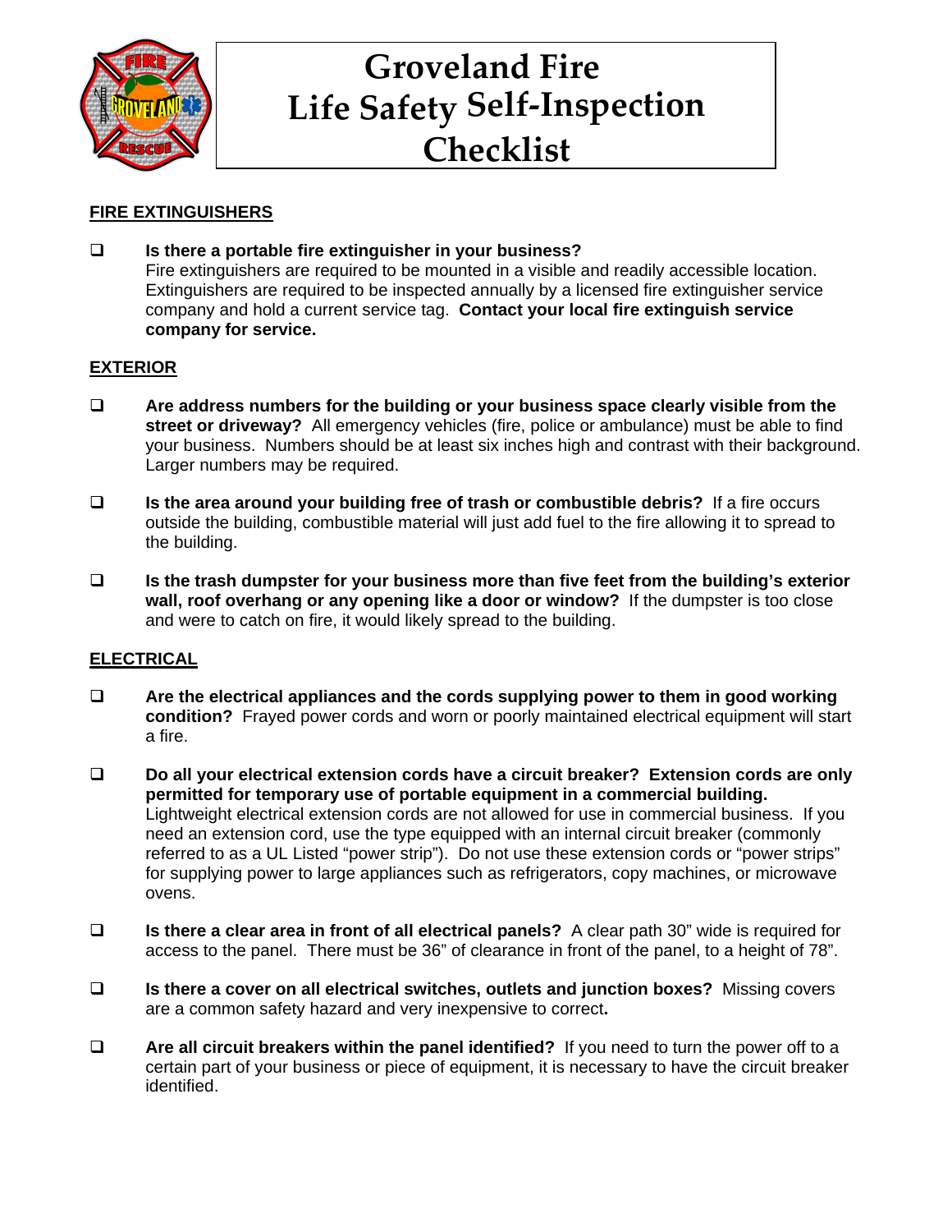# Groveland Fire Life Safety Self-Inspection Checklist

## FIRE EXTINGUISHERS

- ❑ **Is there a portable fire extinguisher in your business?** Fire extinguishers are required to be mounted in a visible and readily accessible location. Extinguishers are required to be inspected annually by a licensed fire extinguisher service company and hold a current service tag. **Contact your local fire extinguish service company for service.**

## EXTERIOR

- ❑ **Are address numbers for the building or your business space clearly visible from the street or driveway?** All emergency vehicles (fire, police or ambulance) must be able to find your business. Numbers should be at least six inches high and contrast with their background. Larger numbers may be required.

- ❑ **Is the area around your building free of trash or combustible debris?** If a fire occurs outside the building, combustible material will just add fuel to the fire allowing it to spread to the building.

- ❑ **Is the trash dumpster for your business more than five feet from the building's exterior wall, roof overhang or any opening like a door or window?** If the dumpster is too close and were to catch on fire, it would likely spread to the building.

## ELECTRICAL

- ❑ **Are the electrical appliances and the cords supplying power to them in good working condition?** Frayed power cords and worn or poorly maintained electrical equipment will start a fire.

- ❑ **Do all your electrical extension cords have a circuit breaker? Extension cords are only permitted for temporary use of portable equipment in a commercial building.** Lightweight electrical extension cords are not allowed for use in commercial business. If you need an extension cord, use the type equipped with an internal circuit breaker (commonly referred to as a UL Listed "power strip"). Do not use these extension cords or "power strips" for supplying power to large appliances such as refrigerators, copy machines, or microwave ovens.

- ❑ **Is there a clear area in front of all electrical panels?** A clear path 30" wide is required for access to the panel. There must be 36" of clearance in front of the panel, to a height of 78".

- ❑ **Is there a cover on all electrical switches, outlets and junction boxes?** Missing covers are a common safety hazard and very inexpensive to correct**.**

- ❑ **Are all circuit breakers within the panel identified?** If you need to turn the power off to a certain part of your business or piece of equipment, it is necessary to have the circuit breaker identified.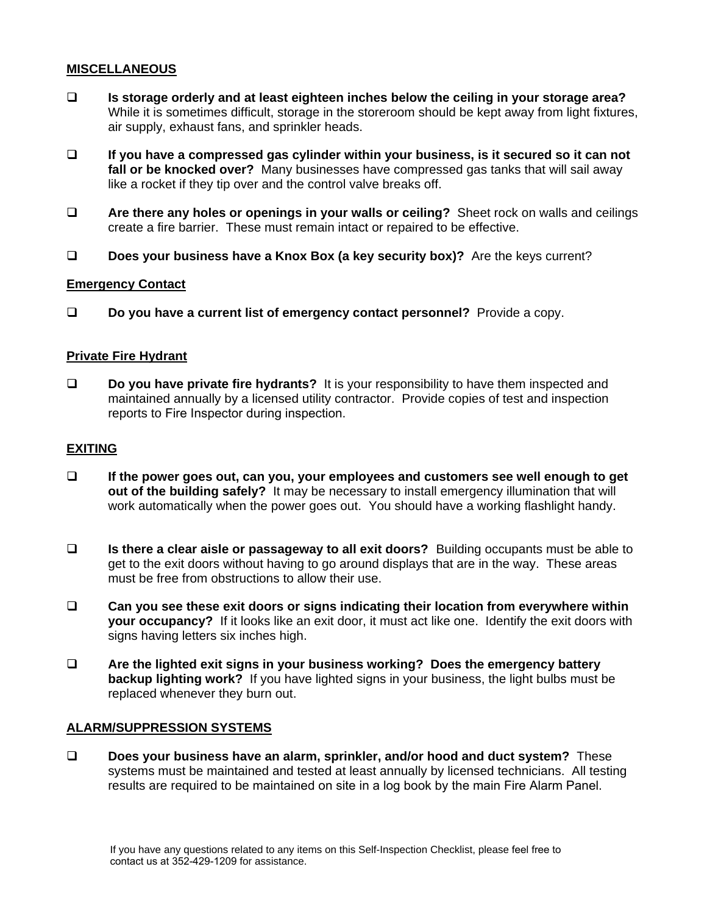## MISCELLANEOUS

- [ ] **Is storage orderly and at least eighteen inches below the ceiling in your storage area?** While it is sometimes difficult, storage in the storeroom should be kept away from light fixtures, air supply, exhaust fans, and sprinkler heads.

- [ ] **If you have a compressed gas cylinder within your business, is it secured so it can not fall or be knocked over?** Many businesses have compressed gas tanks that will sail away like a rocket if they tip over and the control valve breaks off.

- [ ] **Are there any holes or openings in your walls or ceiling?** Sheet rock on walls and ceilings create a fire barrier. These must remain intact or repaired to be effective.

- [ ] **Does your business have a Knox Box (a key security box)?** Are the keys current?

## Emergency Contact

- [ ] **Do you have a current list of emergency contact personnel?** Provide a copy.

## Private Fire Hydrant

- [ ] **Do you have private fire hydrants?** It is your responsibility to have them inspected and maintained annually by a licensed utility contractor. Provide copies of test and inspection reports to Fire Inspector during inspection.

## EXITING

- [ ] **If the power goes out, can you, your employees and customers see well enough to get out of the building safely?** It may be necessary to install emergency illumination that will work automatically when the power goes out. You should have a working flashlight handy.

- [ ] **Is there a clear aisle or passageway to all exit doors?** Building occupants must be able to get to the exit doors without having to go around displays that are in the way. These areas must be free from obstructions to allow their use.

- [ ] **Can you see these exit doors or signs indicating their location from everywhere within your occupancy?** If it looks like an exit door, it must act like one. Identify the exit doors with signs having letters six inches high.

- [ ] **Are the lighted exit signs in your business working? Does the emergency battery backup lighting work?** If you have lighted signs in your business, the light bulbs must be replaced whenever they burn out.

## ALARM/SUPPRESSION SYSTEMS

- [ ] **Does your business have an alarm, sprinkler, and/or hood and duct system?** These systems must be maintained and tested at least annually by licensed technicians. All testing results are required to be maintained on site in a log book by the main Fire Alarm Panel.

If you have any questions related to any items on this Self-Inspection Checklist, please feel free to contact us at 352-429-1209 for assistance.